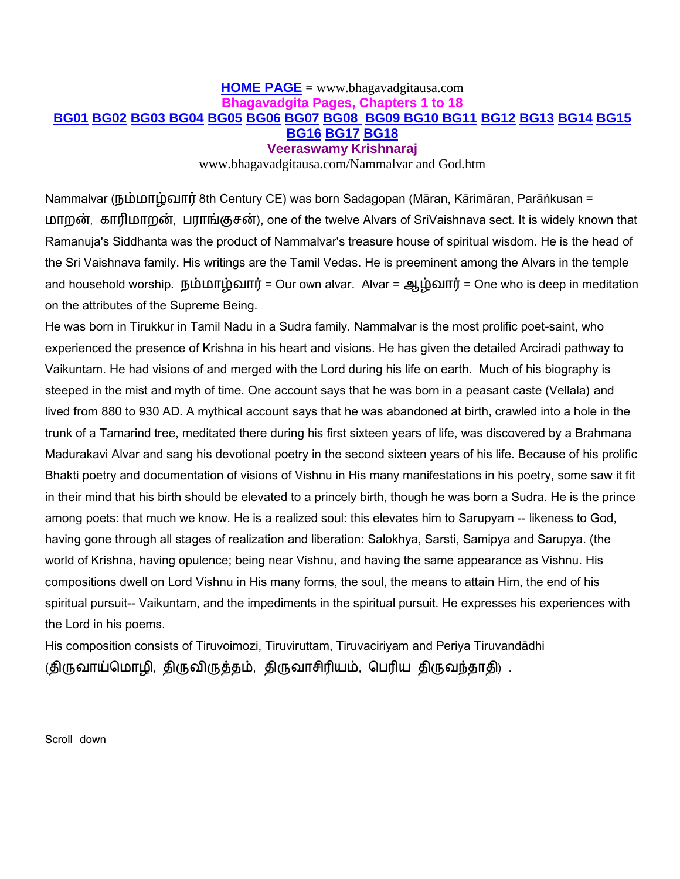**HOME PAGE** = www.bhagavadgitausa.com

**Bhagavadgita Pages, Chapters 1 to 18**

**BG01 BG02 BG03 BG04 BG05 BG06 BG07 BG08 BG09 BG10 BG11 BG12 BG13 BG14 BG15 BG16 BG17 BG18**

**Veeraswamy Krishnaraj**

www.bhagavadgitausa.com/Nammalvar and God.htm

Nammalvar (நம்மாழ்வார் 8th Century CE) was born Sadagopan (Māran, Kārimāran, Parāṅkusan = மாறன், காரிமாறன், பராங்குசன்), one of the twelve Alvars of SriVaishnava sect. It is widely known that Ramanuja's Siddhanta was the product of Nammalvar's treasure house of spiritual wisdom. He is the head of the Sri Vaishnava family. His writings are the Tamil Vedas. He is preeminent among the Alvars in the temple and household worship. நம்மாழ்வார் = Our own alvar. Alvar = ஆழ்வார் = One who is deep in meditation on the attributes of the Supreme Being.

He was born in Tirukkur in Tamil Nadu in a Sudra family. Nammalvar is the most prolific poet-saint, who experienced the presence of Krishna in his heart and visions. He has given the detailed Arciradi pathway to Vaikuntam. He had visions of and merged with the Lord during his life on earth. Much of his biography is steeped in the mist and myth of time. One account says that he was born in a peasant caste (Vellala) and lived from 880 to 930 AD. A mythical account says that he was abandoned at birth, crawled into a hole in the trunk of a Tamarind tree, meditated there during his first sixteen years of life, was discovered by a Brahmana Madurakavi Alvar and sang his devotional poetry in the second sixteen years of his life. Because of his prolific Bhakti poetry and documentation of visions of Vishnu in His many manifestations in his poetry, some saw it fit in their mind that his birth should be elevated to a princely birth, though he was born a Sudra. He is the prince among poets: that much we know. He is a realized soul: this elevates him to Sarupyam -- likeness to God, having gone through all stages of realization and liberation: Salokhya, Sarsti, Samipya and Sarupya. (the world of Krishna, having opulence; being near Vishnu, and having the same appearance as Vishnu. His compositions dwell on Lord Vishnu in His many forms, the soul, the means to attain Him, the end of his spiritual pursuit-- Vaikuntam, and the impediments in the spiritual pursuit. He expresses his experiences with the Lord in his poems.

His composition consists of Tiruvoimozi, Tiruviruttam, Tiruvaciriyam and Periya Tiruvandādhi (திருவாய்மொழி, திருவிருத்தம், திருவாசிரியம், பெரிய திருவந்தாதி) .

Scroll down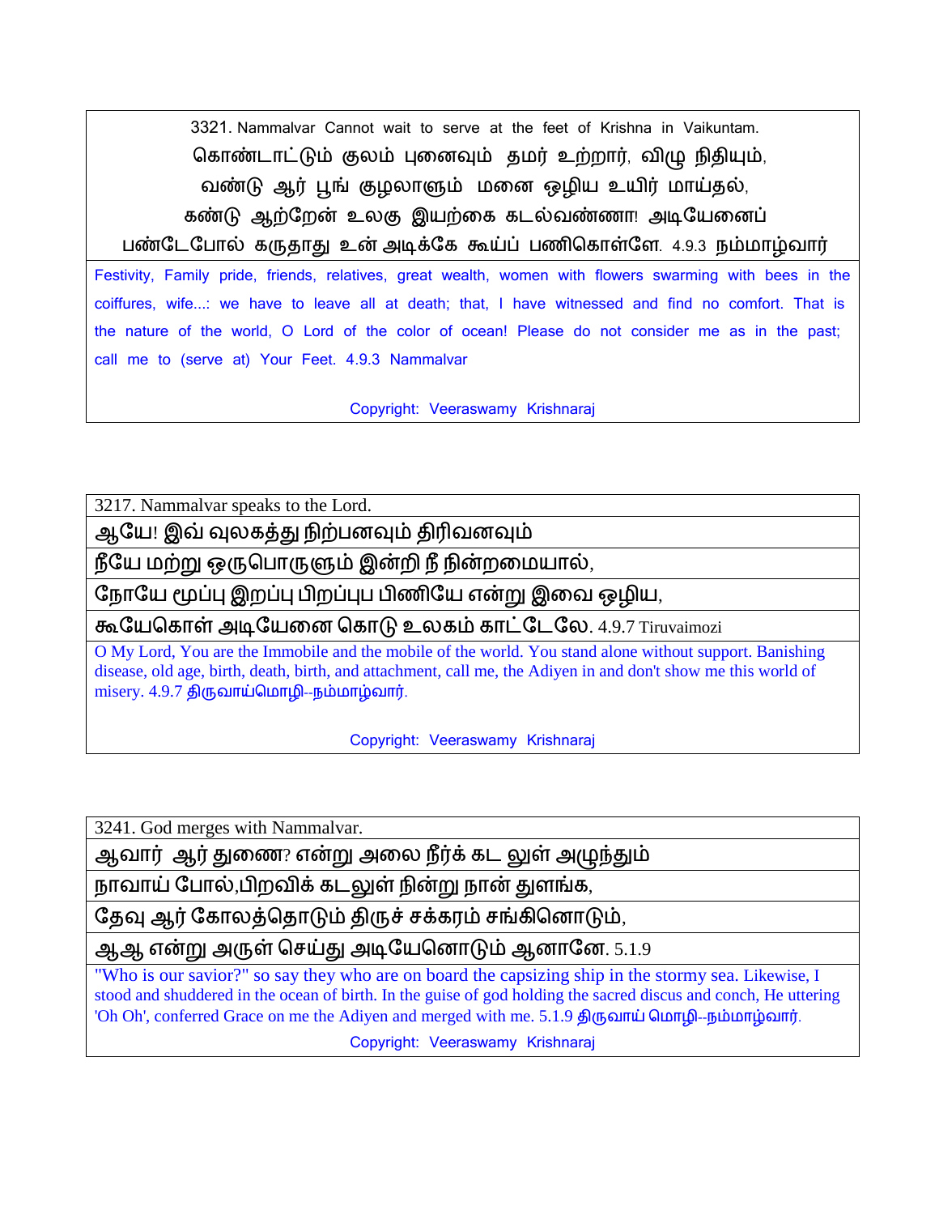3321. Nammalvar Cannot wait to serve at the feet of Krishna in Vaikuntam.

கொண்டாட்டும் குலம் புனைவும் தமர் உற்றார், விழு நிதியும்,
வண்டு ஆர் பூங் குழலாளும் மனை ஒழிய உயிர் மாய்தல்,
கண்டு ஆற்றேன் உலகு இயற்கை கடல்வண்ணா! அடியேனைப்
பண்டேபோல் கருதாது உன் அடிக்கே கூய்ப் பணிகொள்ளே. 4.9.3 நம்மாழ்வார்

Festivity, Family pride, friends, relatives, great wealth, women with flowers swarming with bees in the coiffures, wife...: we have to leave all at death; that, I have witnessed and find no comfort. That is the nature of the world, O Lord of the color of ocean! Please do not consider me as in the past; call me to (serve at) Your Feet. 4.9.3 Nammalvar

Copyright: Veeraswamy Krishnaraj

---

3217. Nammalvar speaks to the Lord.

ஆயே! இவ் வுலகத்து நிற்பனவும் திரிவனவும்
நீயே மற்று ஒருபொருளும் இன்றி நீ நின்றமையால்,
நோயே மூப்பு இறப்பு பிறப்புப பிணியே என்று இவை ஒழிய,
கூயேகொள் அடியேனை கொடு உலகம் காட்டேலே. 4.9.7 Tiruvaimozi

O My Lord, You are the Immobile and the mobile of the world. You stand alone without support. Banishing disease, old age, birth, death, birth, and attachment, call me, the Adiyen in and don't show me this world of misery. 4.9.7 திருவாய்மொழி--நம்மாழ்வார்.

Copyright: Veeraswamy Krishnaraj

---

3241. God merges with Nammalvar.

ஆவார் ஆர் துணை? என்று அலை நீர்க் கட லுள் அழுந்தும்
நாவாய் போல்,பிறவிக் கடலுள் நின்று நான் துளங்க,
தேவு ஆர் கோலத்தொடும் திருச் சக்கரம் சங்கினொடும்,
ஆஆ என்று அருள் செய்து அடியேனொடும் ஆனானே. 5.1.9

"Who is our savior?" so say they who are on board the capsizing ship in the stormy sea. Likewise, I stood and shuddered in the ocean of birth. In the guise of god holding the sacred discus and conch, He uttering 'Oh Oh', conferred Grace on me the Adiyen and merged with me. 5.1.9 திருவாய் மொழி--நம்மாழ்வார்.

Copyright: Veeraswamy Krishnaraj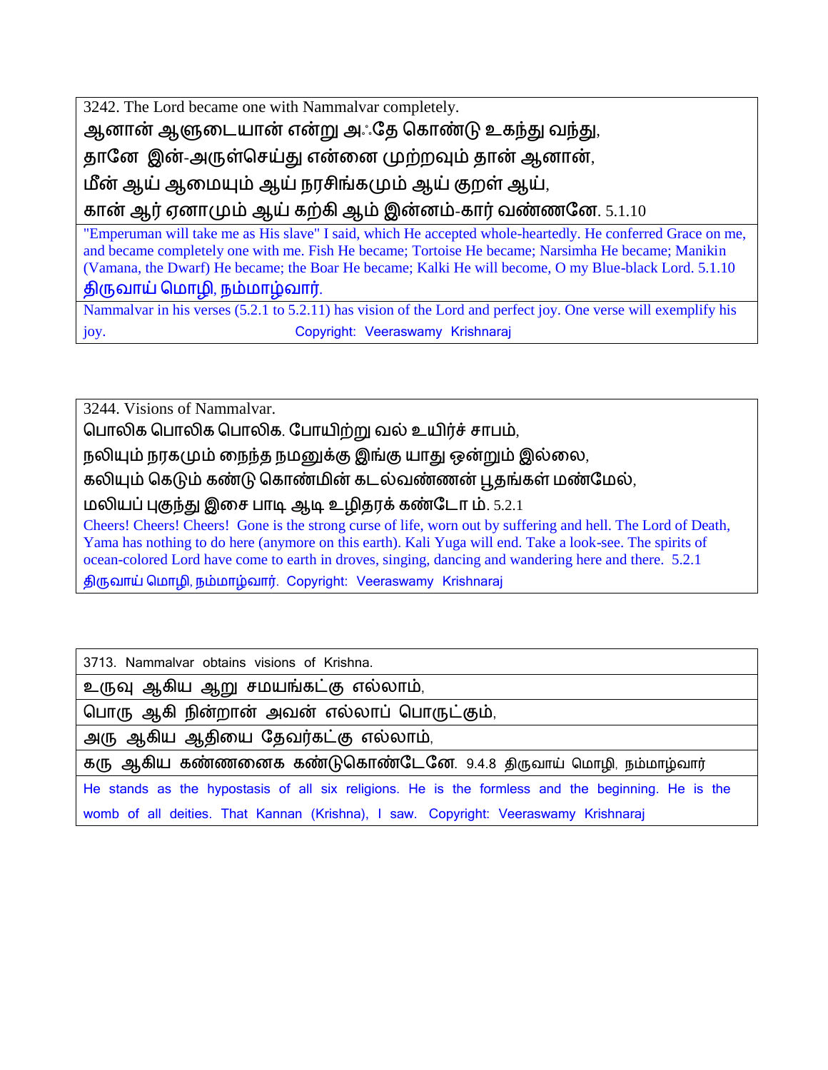3242. The Lord became one with Nammalvar completely.

ஆனான் ஆளுடையான் என்று அஃதே கொண்டு உகந்து வந்து,
தானே இன்-அருள்செய்து என்னை முற்றவும் தான் ஆனான்,
மீன் ஆய் ஆமையும் ஆய் நரசிங்கமும் ஆய் குறள் ஆய்,
கான் ஆர் ஏனமும் ஆய் கற்கி ஆம் இன்னம்-கார் வண்ணனே. 5.1.10

"Emperuman will take me as His slave" I said, which He accepted whole-heartedly. He conferred Grace on me, and became completely one with me. Fish He became; Tortoise He became; Narsimha He became; Manikin (Vamana, the Dwarf) He became; the Boar He became; Kalki He will become, O my Blue-black Lord. 5.1.10

திருவாய் மொழி, நம்மாழ்வார்.

Nammalvar in his verses (5.2.1 to 5.2.11) has vision of the Lord and perfect joy. One verse will exemplify his joy. Copyright: Veeraswamy Krishnaraj

3244. Visions of Nammalvar.

பொலிக பொலிக பொலிக. போயிற்று வல் உயிர்ச் சாபம்,
நலியும் நரகமும் நைந்த நமனுக்கு இங்கு யாது ஒன்றும் இல்லை,
கலியும் கெடும் கண்டு கொண்மின் கடல்வண்ணன் பூதங்கள் மண்மேல்,
மலியப் புகுந்து இசை பாடி ஆடி உழிதரக் கண்டோ ம். 5.2.1

Cheers! Cheers! Cheers! Gone is the strong curse of life, worn out by suffering and hell. The Lord of Death, Yama has nothing to do here (anymore on this earth). Kali Yuga will end. Take a look-see. The spirits of ocean-colored Lord have come to earth in droves, singing, dancing and wandering here and there. 5.2.1

திருவாய் மொழி, நம்மாழ்வார். Copyright: Veeraswamy Krishnaraj

3713. Nammalvar obtains visions of Krishna.

உருவு ஆகிய ஆறு சமயங்கட்கு எல்லாம்,
பொரு ஆகி நின்றான் அவன் எல்லாப் பொருட்கும்,
அரு ஆகிய ஆதியை தேவர்கட்கு எல்லாம்,
கரு ஆகிய கண்ணனைக் கண்டுகொண்டேனே. 9.4.8 திருவாய் மொழி, நம்மாழ்வார்

He stands as the hypostasis of all six religions. He is the formless and the beginning. He is the womb of all deities. That Kannan (Krishna), I saw. Copyright: Veeraswamy Krishnaraj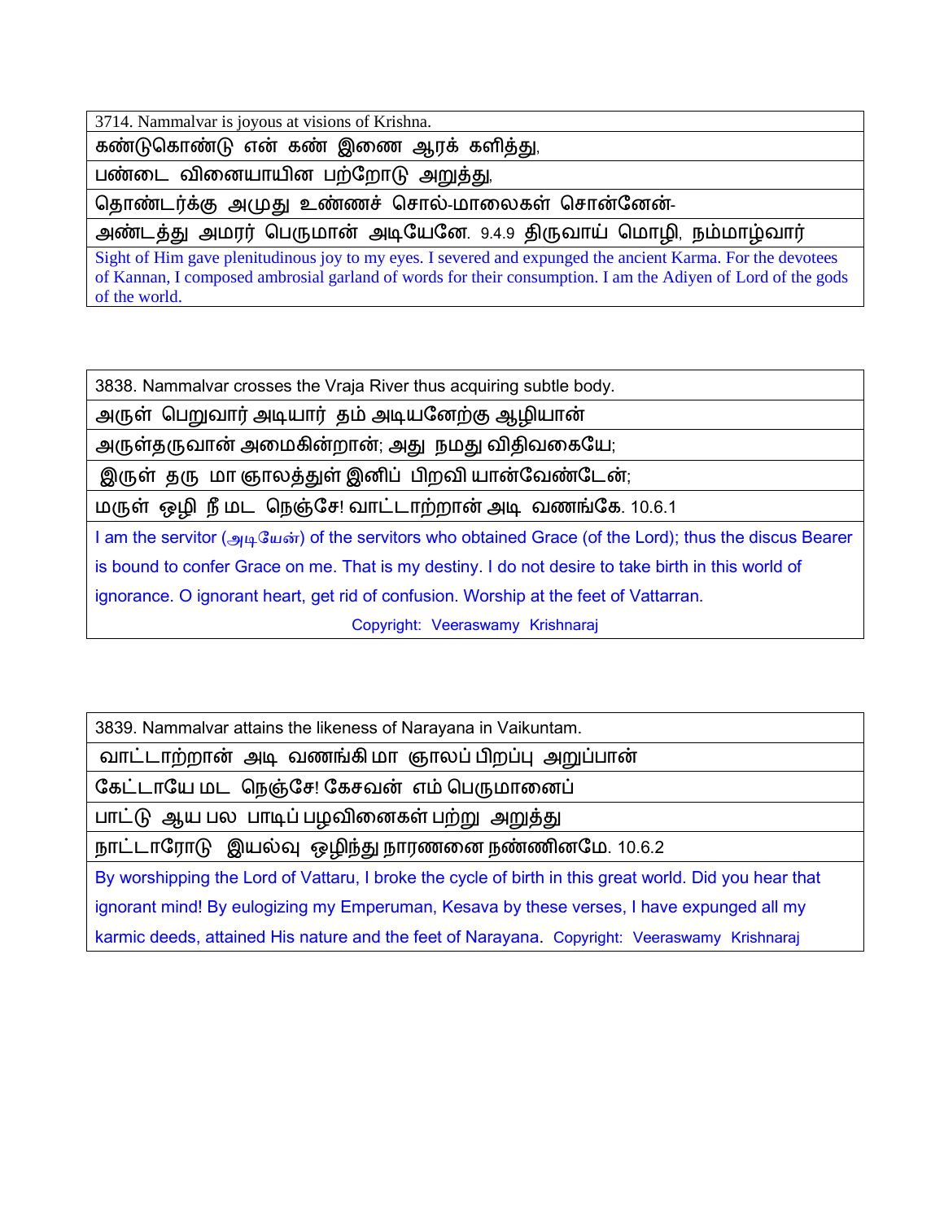| 3714. Nammalvar is joyous at visions of Krishna. |
|---|
| கண்டுகொண்டு என் கண் இணை ஆரக் களித்து, |
| பண்டை வினையாயின பற்றோடு அறுத்து, |
| தொண்டர்க்கு அமுது உண்ணச் சொல்-மாலைகள் சொன்னேன்- |
| அண்டத்து அமரர் பெருமான் அடியேனே. 9.4.9 திருவாய் மொழி, நம்மாழ்வார் |
| Sight of Him gave plenitudinous joy to my eyes. I severed and expunged the ancient Karma. For the devotees of Kannan, I composed ambrosial garland of words for their consumption. I am the Adiyen of Lord of the gods of the world. |

| 3838. Nammalvar crosses the Vraja River thus acquiring subtle body. |
|---|
| அருள் பெறுவார் அடியார் தம் அடியனேற்கு ஆழியான் |
| அருள்தருவான் அமைகின்றான்; அது நமது விதிவகையே; |
| இருள் தரு மா ஞாலத்துள் இனிப் பிறவி யான்வேண்டேன்; |
| மருள் ஒழி நீ மட நெஞ்சே! வாட்டாற்றான் அடி வணங்கே. 10.6.1 |
| I am the servitor (அடியேன்) of the servitors who obtained Grace (of the Lord); thus the discus Bearer is bound to confer Grace on me. That is my destiny. I do not desire to take birth in this world of ignorance. O ignorant heart, get rid of confusion. Worship at the feet of Vattarran. Copyright: Veeraswamy Krishnaraj |

| 3839. Nammalvar attains the likeness of Narayana in Vaikuntam. |
|---|
| வாட்டாற்றான் அடி வணங்கி மா ஞாலப் பிறப்பு அறுப்பான் |
| கேட்டாயே மட நெஞ்சே! கேசவன் எம் பெருமானைப் |
| பாட்டு ஆய பல பாடிப் பழவினைகள் பற்று அறுத்து |
| நாட்டாரோடு இயல்வு ஒழிந்து நாரணனை நண்ணினமே. 10.6.2 |
| By worshipping the Lord of Vattaru, I broke the cycle of birth in this great world. Did you hear that ignorant mind! By eulogizing my Emperuman, Kesava by these verses, I have expunged all my karmic deeds, attained His nature and the feet of Narayana. Copyright: Veeraswamy Krishnaraj |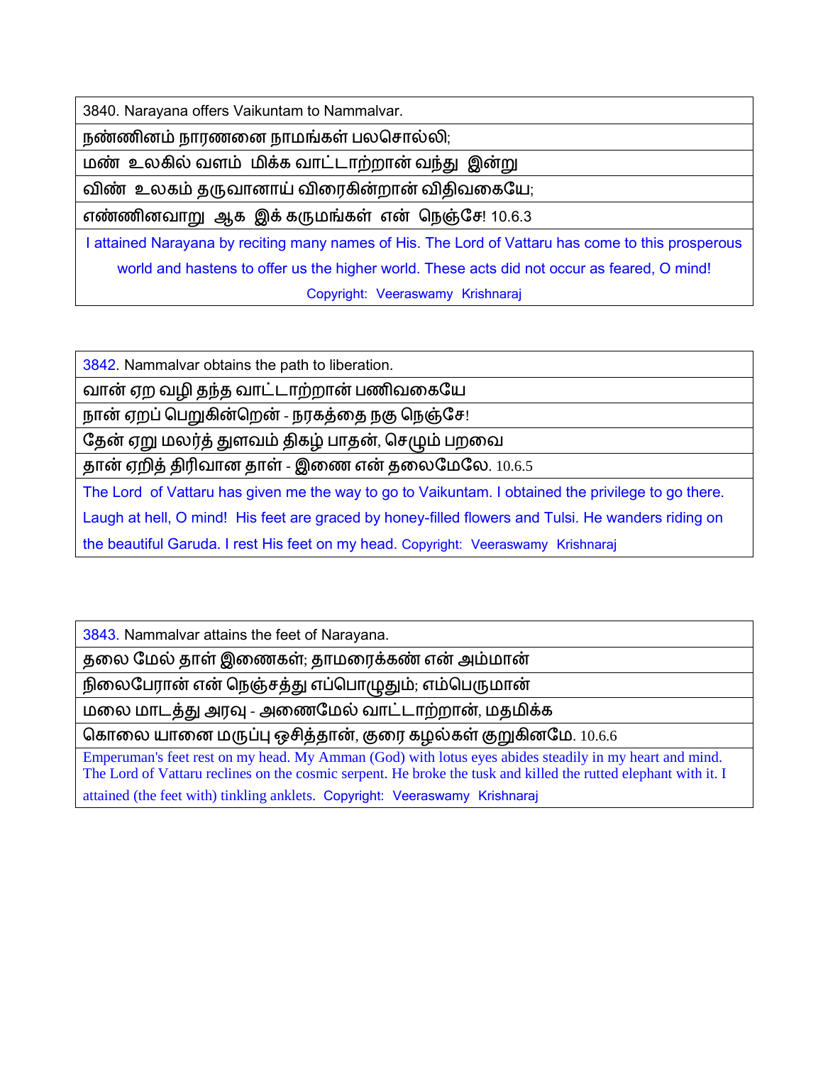3840. Narayana offers Vaikuntam to Nammalvar.

நண்ணினம் நாரணனை நாமங்கள் பலசொல்லி;

மண் உலகில் வளம் மிக்க வாட்டாற்றான் வந்து இன்று

விண் உலகம் தருவானாய் விரைகின்றான் விதிவகையே;

எண்ணினவாறு ஆக இக் கருமங்கள் என் நெஞ்சே! 10.6.3

I attained Narayana by reciting many names of His. The Lord of Vattaru has come to this prosperous world and hastens to offer us the higher world. These acts did not occur as feared, O mind!

Copyright: Veeraswamy Krishnaraj

3842. Nammalvar obtains the path to liberation.

வான் ஏற வழி தந்த வாட்டாற்றான் பணிவகையே

நான் ஏறப் பெறுகின்றென் - நரகத்தை நகு நெஞ்சே!

தேன் ஏறு மலர்த் துளவம் திகழ் பாதன், செழும் பறவை

தான் ஏறித் திரிவான தாள் - இணை என் தலைமேலே. 10.6.5

The Lord of Vattaru has given me the way to go to Vaikuntam. I obtained the privilege to go there. Laugh at hell, O mind! His feet are graced by honey-filled flowers and Tulsi. He wanders riding on the beautiful Garuda. I rest His feet on my head. Copyright: Veeraswamy Krishnaraj

3843. Nammalvar attains the feet of Narayana.

தலை மேல் தாள் இணைகள்; தாமரைக்கண் என் அம்மான்

நிலைபேரான் என் நெஞ்சத்து எப்பொழுதும்; எம்பெருமான்

மலை மாடத்து அரவு - அணைமேல் வாட்டாற்றான், மதமிக்க

கொலை யானை மருப்பு ஒசித்தான், குரை கழல்கள் குறுகினமே. 10.6.6

Emperuman's feet rest on my head. My Amman (God) with lotus eyes abides steadily in my heart and mind. The Lord of Vattaru reclines on the cosmic serpent. He broke the tusk and killed the rutted elephant with it. I attained (the feet with) tinkling anklets. Copyright: Veeraswamy Krishnaraj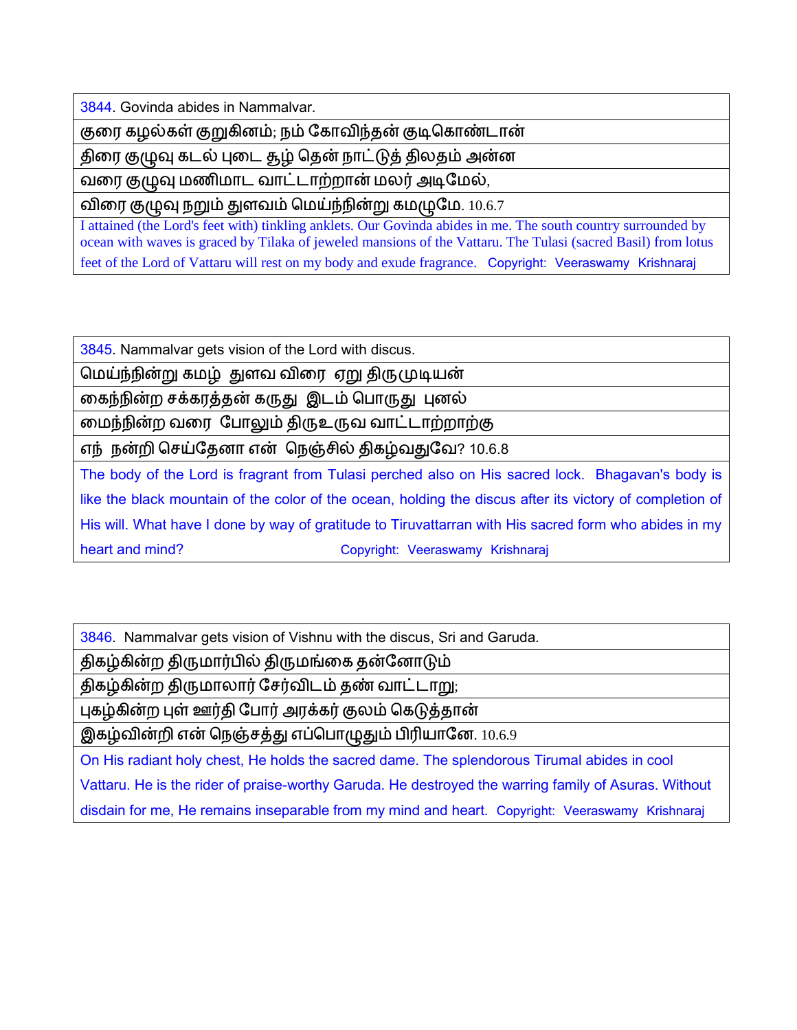3844. Govinda abides in Nammalvar.

குரை கழல்கள் குறுகினம்; நம் கோவிந்தன் குடிகொண்டான்

திரை குழுவு கடல் புடை சூழ் தென் நாட்டுத் திலதம் அன்ன

வரை குழுவு மணிமாட வாட்டாற்றான் மலர் அடிமேல்,

விரை குழுவு நறும் துளவம் மெய்ந்நின்று கமழுமே. 10.6.7

I attained (the Lord's feet with) tinkling anklets. Our Govinda abides in me. The south country surrounded by ocean with waves is graced by Tilaka of jeweled mansions of the Vattaru. The Tulasi (sacred Basil) from lotus feet of the Lord of Vattaru will rest on my body and exude fragrance. Copyright: Veeraswamy Krishnaraj

3845. Nammalvar gets vision of the Lord with discus.

மெய்ந்நின்று கமழ் துளவ விரை ஏறு திருமுடியன்

கைந்நின்ற சக்கரத்தன் கருது இடம் பொருது புனல்

மைந்நின்ற வரை போலும் திருஉருவ வாட்டாற்றாற்கு

எந் நன்றி செய்தேனா என் நெஞ்சில் திகழ்வதுவே? 10.6.8

The body of the Lord is fragrant from Tulasi perched also on His sacred lock. Bhagavan's body is like the black mountain of the color of the ocean, holding the discus after its victory of completion of His will. What have I done by way of gratitude to Tiruvattarran with His sacred form who abides in my heart and mind? Copyright: Veeraswamy Krishnaraj

3846. Nammalvar gets vision of Vishnu with the discus, Sri and Garuda.

திகழ்கின்ற திருமார்பில் திருமங்கை தன்னோடும்

திகழ்கின்ற திருமாலார் சேர்விடம் தண் வாட்டாறு;

புகழ்கின்ற புள் ஊர்தி போர் அரக்கர் குலம் கெடுத்தான்

இகழ்வின்றி என் நெஞ்சத்து எப்பொழுதும் பிரியானே. 10.6.9

On His radiant holy chest, He holds the sacred dame. The splendorous Tirumal abides in cool Vattaru. He is the rider of praise-worthy Garuda. He destroyed the warring family of Asuras. Without disdain for me, He remains inseparable from my mind and heart. Copyright: Veeraswamy Krishnaraj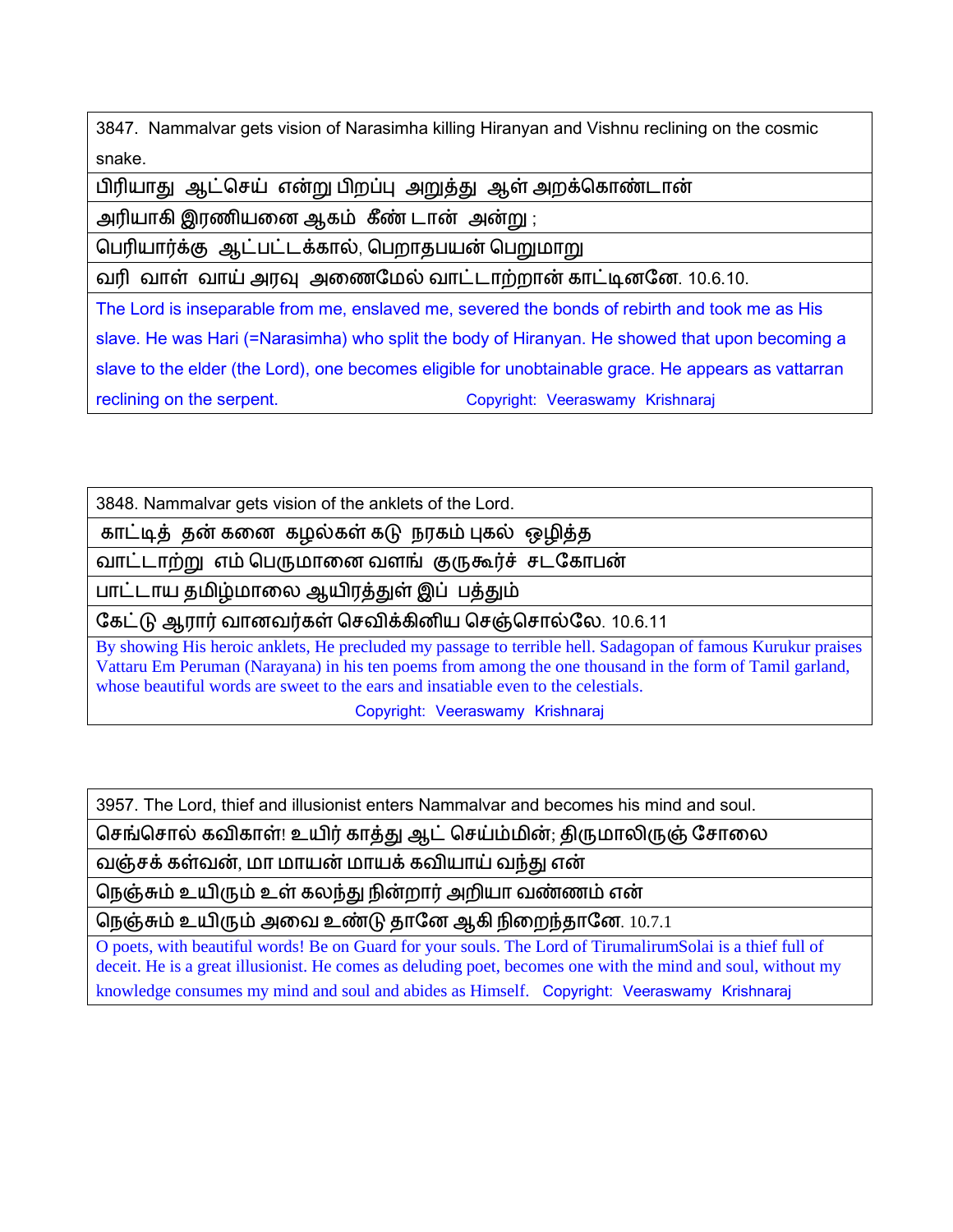| 3847. Nammalvar gets vision of Narasimha killing Hiranyan and Vishnu reclining on the cosmic snake. |
| --- |
| பிரியாது ஆட்செய் என்று பிறப்பு அறுத்து ஆள் அறக்கொண்டான் |
| அரியாகி இரணியனை ஆகம் கீண் டான் அன்று ; |
| பெரியார்க்கு ஆட்பட்டக்கால், பெறாதபயன் பெறுமாறு |
| வரி வாள் வாய் அரவு அணைமேல் வாட்டாற்றான் காட்டினனே. 10.6.10. |
| The Lord is inseparable from me, enslaved me, severed the bonds of rebirth and took me as His slave. He was Hari (=Narasimha) who split the body of Hiranyan. He showed that upon becoming a slave to the elder (the Lord), one becomes eligible for unobtainable grace. He appears as vattarran reclining on the serpent. Copyright: Veeraswamy Krishnaraj |

| 3848. Nammalvar gets vision of the anklets of the Lord. |
| --- |
| காட்டித் தன் கனை கழல்கள் கடு நரகம் புகல் ஒழித்த |
| வாட்டாற்று எம் பெருமானை வளங் குருகூர்ச் சடகோபன் |
| பாட்டாய தமிழ்மாலை ஆயிரத்துள் இப் பத்தும் |
| கேட்டு ஆரார் வானவர்கள் செவிக்கினிய செஞ்சொல்லே. 10.6.11 |
| By showing His heroic anklets, He precluded my passage to terrible hell. Sadagopan of famous Kurukur praises Vattaru Em Peruman (Narayana) in his ten poems from among the one thousand in the form of Tamil garland, whose beautiful words are sweet to the ears and insatiable even to the celestials. Copyright: Veeraswamy Krishnaraj |

| 3957. The Lord, thief and illusionist enters Nammalvar and becomes his mind and soul. |
| --- |
| செங்சொல் கவிகாள்! உயிர் காத்து ஆட் செய்ம்மின்; திருமாலிருஞ் சோலை |
| வஞ்சக் கள்வன், மா மாயன் மாயக் கவியாய் வந்து என் |
| நெஞ்சும் உயிரும் உள் கலந்து நின்றார் அறியா வண்ணம் என் |
| நெஞ்சும் உயிரும் அவை உண்டு தானே ஆகி நிறைந்தானே. 10.7.1 |
| O poets, with beautiful words! Be on Guard for your souls. The Lord of TirumalirumSolai is a thief full of deceit. He is a great illusionist. He comes as deluding poet, becomes one with the mind and soul, without my knowledge consumes my mind and soul and abides as Himself. Copyright: Veeraswamy Krishnaraj |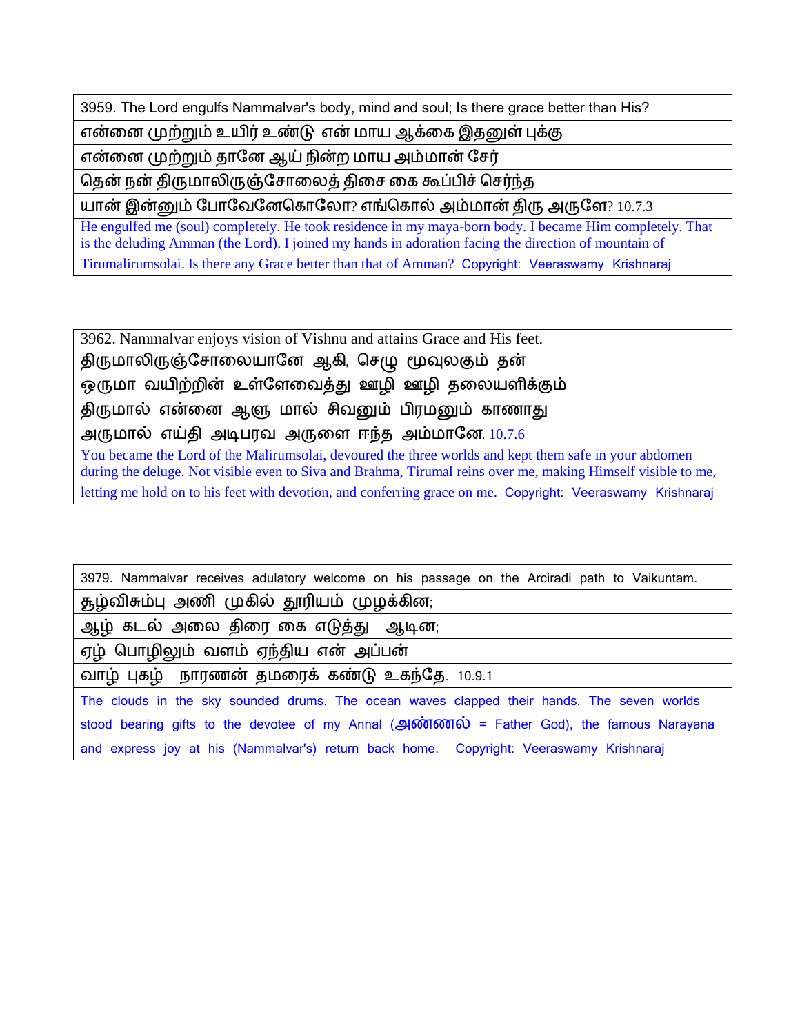| 3959. The Lord engulfs Nammalvar's body, mind and soul; Is there grace better than His? |
|---|
| என்னை முற்றும் உயிர் உண்டு என் மாய ஆக்கை இதனுள் புக்கு |
| என்னை முற்றும் தானே ஆய் நின்ற மாய அம்மான் சேர் |
| தென் நன் திருமாலிருஞ்சோலைத் திசை கை கூப்பிச் செர்ந்த |
| யான் இன்னும் போவேனேகொலோ? எங்கொல் அம்மான் திரு அருளே? 10.7.3 |
| He engulfed me (soul) completely. He took residence in my maya-born body. I became Him completely. That is the deluding Amman (the Lord). I joined my hands in adoration facing the direction of mountain of Tirumalirumsolai. Is there any Grace better than that of Amman? Copyright: Veeraswamy Krishnaraj |

| 3962. Nammalvar enjoys vision of Vishnu and attains Grace and His feet. |
|---|
| திருமாலிருஞ்சோலையானே ஆகி, செழு மூவுலகும் தன் |
| ஒருமா வயிற்றின் உள்ளேவைத்து ஊழி ஊழி தலையளிக்கும் |
| திருமால் என்னை ஆளு மால் சிவனும் பிரமனும் காணாது |
| அருமால் எய்தி அடிபரவ அருளை ஈந்த அம்மானே. 10.7.6 |
| You became the Lord of the Malirumsolai, devoured the three worlds and kept them safe in your abdomen during the deluge. Not visible even to Siva and Brahma, Tirumal reins over me, making Himself visible to me, letting me hold on to his feet with devotion, and conferring grace on me. Copyright: Veeraswamy Krishnaraj |

| 3979. Nammalvar receives adulatory welcome on his passage on the Arciradi path to Vaikuntam. |
|---|
| சூழ்விசும்பு அணி முகில் தூரியம் முழக்கின; |
| ஆழ் கடல் அலை திரை கை எடுத்து ஆடின; |
| ஏழ் பொழிலும் வளம் ஏந்திய என் அப்பன் |
| வாழ் புகழ் நாரணன் தமரைக் கண்டு உகந்தே. 10.9.1 |
| The clouds in the sky sounded drums. The ocean waves clapped their hands. The seven worlds stood bearing gifts to the devotee of my Annal (**அண்ணல்** = Father God), the famous Narayana and express joy at his (Nammalvar's) return back home. Copyright: Veeraswamy Krishnaraj |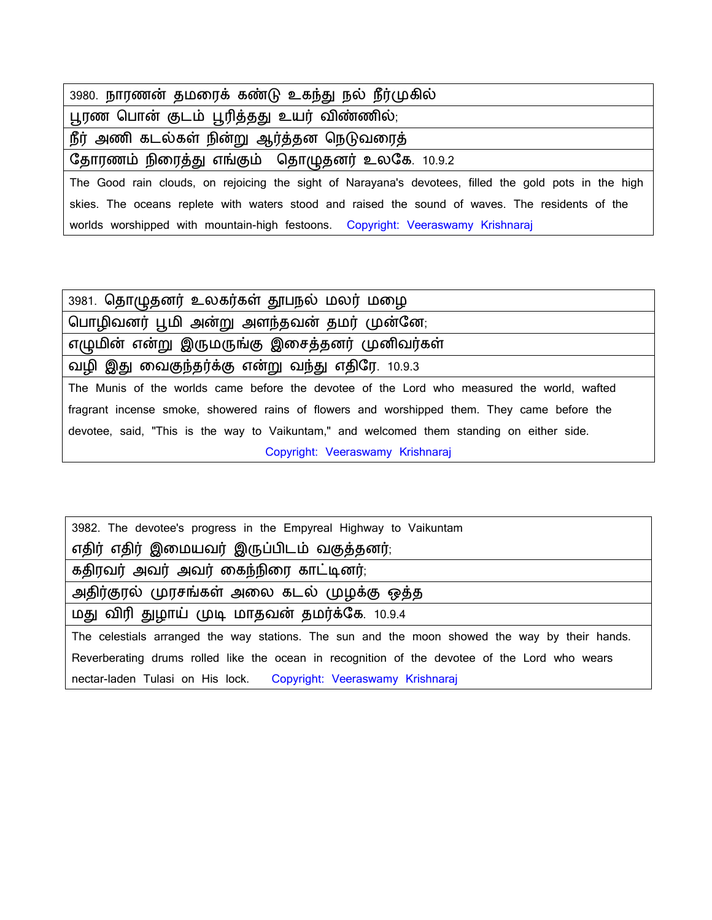| 3980. நாரணன் தமரைக் கண்டு உகந்து நல் நீர்முகில் |
|---|
| பூரண பொன் குடம் பூரித்தது உயர் விண்ணில்; |
| நீர் அணி கடல்கள் நின்று ஆர்த்தன நெடுவரைத் |
| தோரணம் நிரைத்து எங்கும் தொழுதனர் உலகே. 10.9.2 |
| The Good rain clouds, on rejoicing the sight of Narayana's devotees, filled the gold pots in the high skies. The oceans replete with waters stood and raised the sound of waves. The residents of the worlds worshipped with mountain-high festoons. Copyright: Veeraswamy Krishnaraj |

| 3981. தொழுதனர் உலகர்கள் தூபநல் மலர் மழை |
|---|
| பொழிவனர் பூமி அன்று அளந்தவன் தமர் முன்னே; |
| எழுமின் என்று இருமருங்கு இசைத்தனர் முனிவர்கள் |
| வழி இது வைகுந்தர்க்கு என்று வந்து எதிரே. 10.9.3 |
| The Munis of the worlds came before the devotee of the Lord who measured the world, wafted fragrant incense smoke, showered rains of flowers and worshipped them. They came before the devotee, said, "This is the way to Vaikuntam," and welcomed them standing on either side. Copyright: Veeraswamy Krishnaraj |

| 3982. The devotee's progress in the Empyreal Highway to Vaikuntam |
|---|
| எதிர் எதிர் இமையவர் இருப்பிடம் வகுத்தனர்; |
| கதிரவர் அவர் அவர் கைந்நிரை காட்டினர்; |
| அதிர்குரல் முரசங்கள் அலை கடல் முழக்கு ஒத்த |
| மது விரி துழாய் முடி மாதவன் தமர்க்கே. 10.9.4 |
| The celestials arranged the way stations. The sun and the moon showed the way by their hands. Reverberating drums rolled like the ocean in recognition of the devotee of the Lord who wears nectar-laden Tulasi on His lock. Copyright: Veeraswamy Krishnaraj |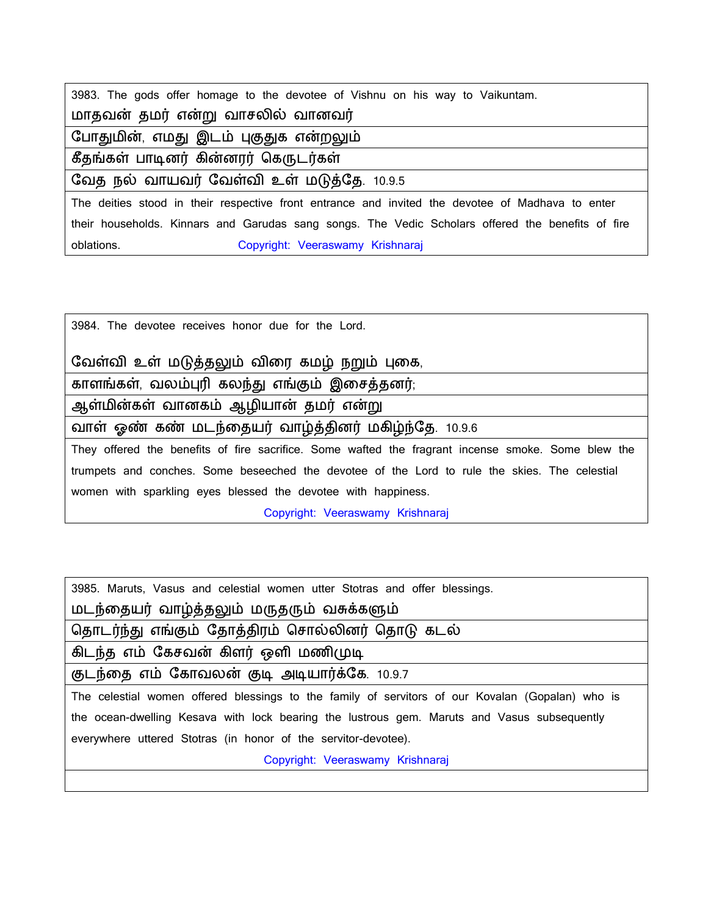3983. The gods offer homage to the devotee of Vishnu on his way to Vaikuntam.

மாதவன் தமர் என்று வாசலில் வானவர்

போதுமின், எமது இடம் புகுதுக என்றலும்

கீதங்கள் பாடினர் கின்னரர் கெருடர்கள்

வேத நல் வாயவர் வேள்வி உள் மடுத்தே. 10.9.5

The deities stood in their respective front entrance and invited the devotee of Madhava to enter their households. Kinnars and Garudas sang songs. The Vedic Scholars offered the benefits of fire oblations. Copyright: Veeraswamy Krishnaraj

3984. The devotee receives honor due for the Lord.

வேள்வி உள் மடுத்தலும் விரை கமழ் நறும் புகை,

காளங்கள், வலம்புரி கலந்து எங்கும் இசைத்தனர்;

ஆள்மின்கள் வானகம் ஆழியான் தமர் என்று

வாள் ஒண் கண் மடந்தையர் வாழ்த்தினர் மகிழ்ந்தே. 10.9.6

They offered the benefits of fire sacrifice. Some wafted the fragrant incense smoke. Some blew the trumpets and conches. Some beseeched the devotee of the Lord to rule the skies. The celestial women with sparkling eyes blessed the devotee with happiness.

Copyright: Veeraswamy Krishnaraj

3985. Maruts, Vasus and celestial women utter Stotras and offer blessings.

மடந்தையர் வாழ்த்தலும் மருதரும் வசுக்களும்

தொடர்ந்து எங்கும் தோத்திரம் சொல்லினர் தொடு கடல்

கிடந்த எம் கேசவன் கிளர் ஒளி மணிமுடி

குடந்தை எம் கோவலன் குடி அடியார்க்கே. 10.9.7

The celestial women offered blessings to the family of servitors of our Kovalan (Gopalan) who is the ocean-dwelling Kesava with lock bearing the lustrous gem. Maruts and Vasus subsequently everywhere uttered Stotras (in honor of the servitor-devotee).

Copyright: Veeraswamy Krishnaraj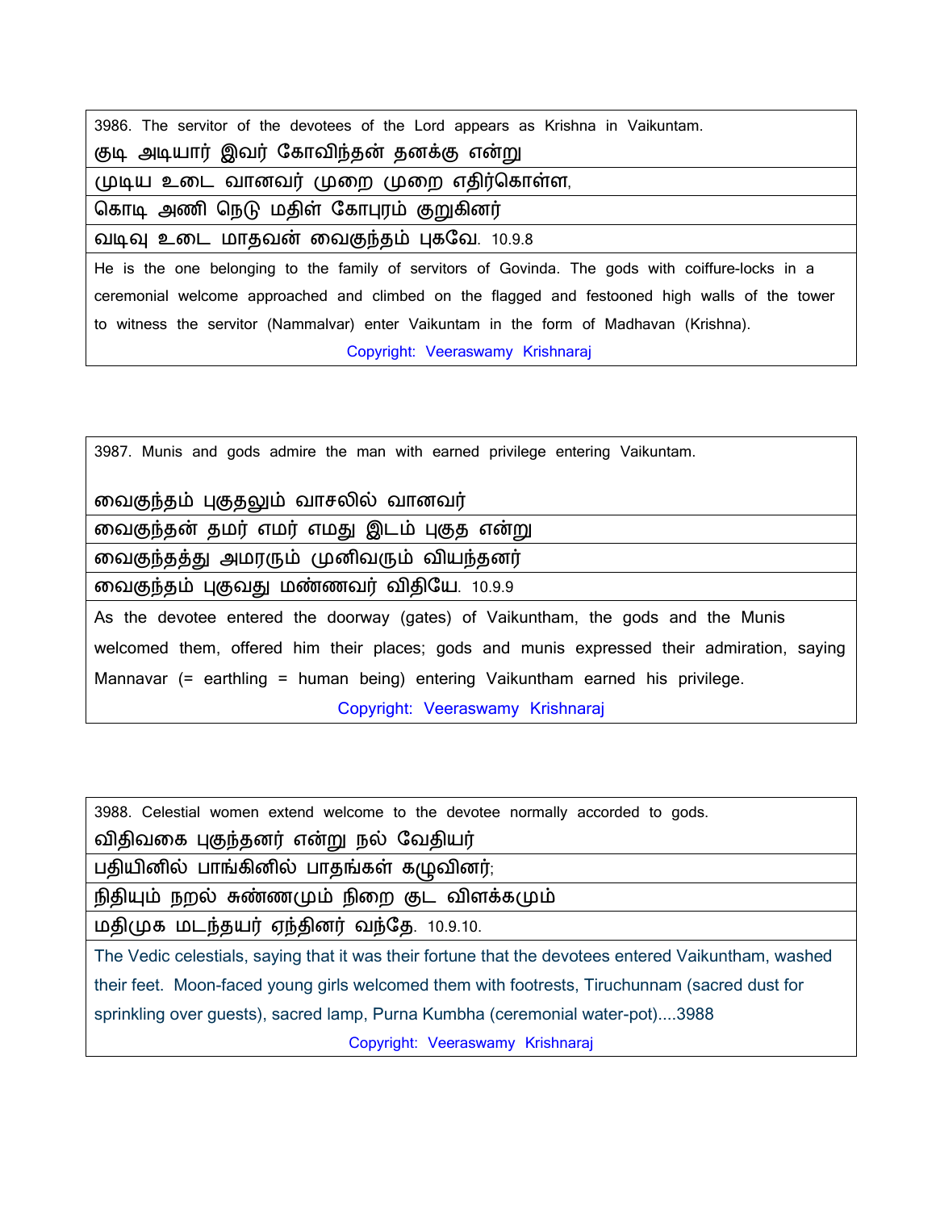3986. The servitor of the devotees of the Lord appears as Krishna in Vaikuntam.

குடி அடியார் இவர் கோவிந்தன் தனக்கு என்று
முடிய உடை வானவர் முறை முறை எதிர்கொள்ள,
கொடி அணி நெடு மதிள் கோபுரம் குறுகினர்
வடிவு உடை மாதவன் வைகுந்தம் புகவே. 10.9.8

He is the one belonging to the family of servitors of Govinda. The gods with coiffure-locks in a ceremonial welcome approached and climbed on the flagged and festooned high walls of the tower to witness the servitor (Nammalvar) enter Vaikuntam in the form of Madhavan (Krishna).

Copyright: Veeraswamy Krishnaraj

---

3987. Munis and gods admire the man with earned privilege entering Vaikuntam.

வைகுந்தம் புகுதலும் வாசலில் வானவர்
வைகுந்தன் தமர் எமர் எமது இடம் புகுத என்று
வைகுந்தத்து அமரரும் முனிவரும் வியந்தனர்
வைகுந்தம் புகுவது மண்ணவர் விதியே. 10.9.9

As the devotee entered the doorway (gates) of Vaikuntham, the gods and the Munis welcomed them, offered him their places; gods and munis expressed their admiration, saying Mannavar (= earthling = human being) entering Vaikuntham earned his privilege.

Copyright: Veeraswamy Krishnaraj

---

3988. Celestial women extend welcome to the devotee normally accorded to gods.

விதிவகை புகுந்தனர் என்று நல் வேதியர்
பதியினில் பாங்கினில் பாதங்கள் கழுவினர்;
நிதியும் நறல் சுண்ணமும் நிறை குட விளக்கமும்
மதிமுக மடந்தயர் ஏந்தினர் வந்தே. 10.9.10.

The Vedic celestials, saying that it was their fortune that the devotees entered Vaikuntham, washed their feet. Moon-faced young girls welcomed them with footrests, Tiruchunnam (sacred dust for sprinkling over guests), sacred lamp, Purna Kumbha (ceremonial water-pot)....3988

Copyright: Veeraswamy Krishnaraj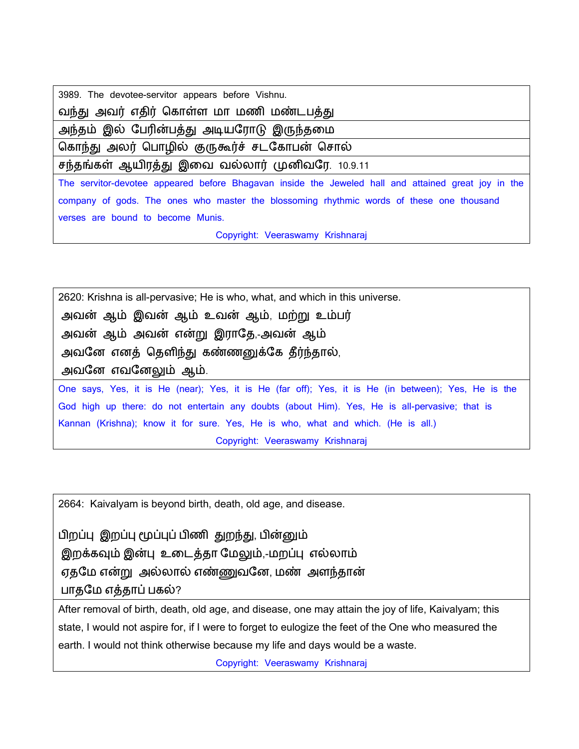| 3989. The devotee-servitor appears before Vishnu. |
| --- |
| வந்து அவர் எதிர் கொள்ள மா மணி மண்டபத்து |
| அந்தம் இல் பேரின்பத்து அடியரோடு இருந்தமை |
| கொந்து அலர் பொழில் குருகூர்ச் சடகோபன் சொல் |
| சந்தங்கள் ஆயிரத்து இவை வல்லார் முனிவரே. 10.9.11 |
| The servitor-devotee appeared before Bhagavan inside the Jeweled hall and attained great joy in the company of gods. The ones who master the blossoming rhythmic words of these one thousand verses are bound to become Munis.<br>Copyright: Veeraswamy Krishnaraj |

| 2620: Krishna is all-pervasive; He is who, what, and which in this universe. |
| --- |
| அவன் ஆம் இவன் ஆம் உவன் ஆம், மற்று உம்பர்<br>அவன் ஆம் அவன் என்று இராதே,-அவன் ஆம்<br>அவனே எனத் தெளிந்து கண்ணனுக்கே தீர்ந்தால்,<br>அவனே எவனேலும் ஆம். |
| One says, Yes, it is He (near); Yes, it is He (far off); Yes, it is He (in between); Yes, He is the God high up there: do not entertain any doubts (about Him). Yes, He is all-pervasive; that is Kannan (Krishna); know it for sure. Yes, He is who, what and which. (He is all.)<br>Copyright: Veeraswamy Krishnaraj |

| 2664: Kaivalyam is beyond birth, death, old age, and disease.<br><br>பிறப்பு இறப்பு மூப்புப் பிணி துறந்து, பின்னும்<br>இறக்கவும் இன்பு உடைத்தா மேலும்,-மறப்பு எல்லாம்<br>ஏதமே என்று அல்லால் எண்ணுவனே, மண் அளந்தான்<br>பாதமே எத்தாப் பகல்? |
| --- |
| After removal of birth, death, old age, and disease, one may attain the joy of life, Kaivalyam; this state, I would not aspire for, if I were to forget to eulogize the feet of the One who measured the earth. I would not think otherwise because my life and days would be a waste.<br>Copyright: Veeraswamy Krishnaraj |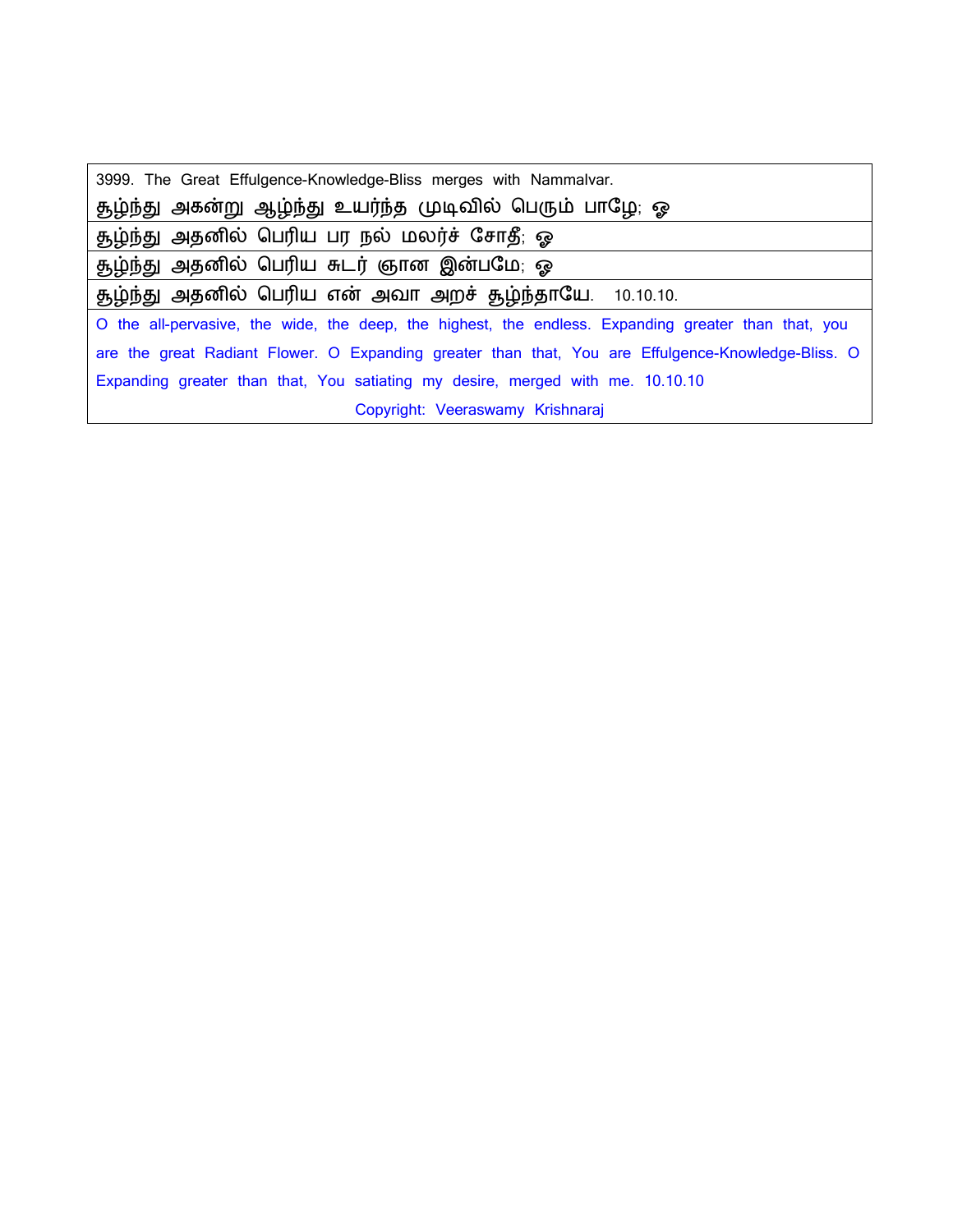| |
|---|
| 3999. The Great Effulgence-Knowledge-Bliss merges with Nammalvar. |
| சூழ்ந்து அகன்று ஆழ்ந்து உயர்ந்த முடிவில் பெரும் பாழே; ஓ |
| சூழ்ந்து அதனில் பெரிய பர நல் மலர்ச் சோதீ; ஓ |
| சூழ்ந்து அதனில் பெரிய சுடர் ஞான இன்பமே; ஓ |
| சூழ்ந்து அதனில் பெரிய என் அவா அறச் சூழ்ந்தாயே. 10.10.10. |
| O the all-pervasive, the wide, the deep, the highest, the endless. Expanding greater than that, you are the great Radiant Flower. O Expanding greater than that, You are Effulgence-Knowledge-Bliss. O Expanding greater than that, You satiating my desire, merged with me. 10.10.10 |
| Copyright: Veeraswamy Krishnaraj |